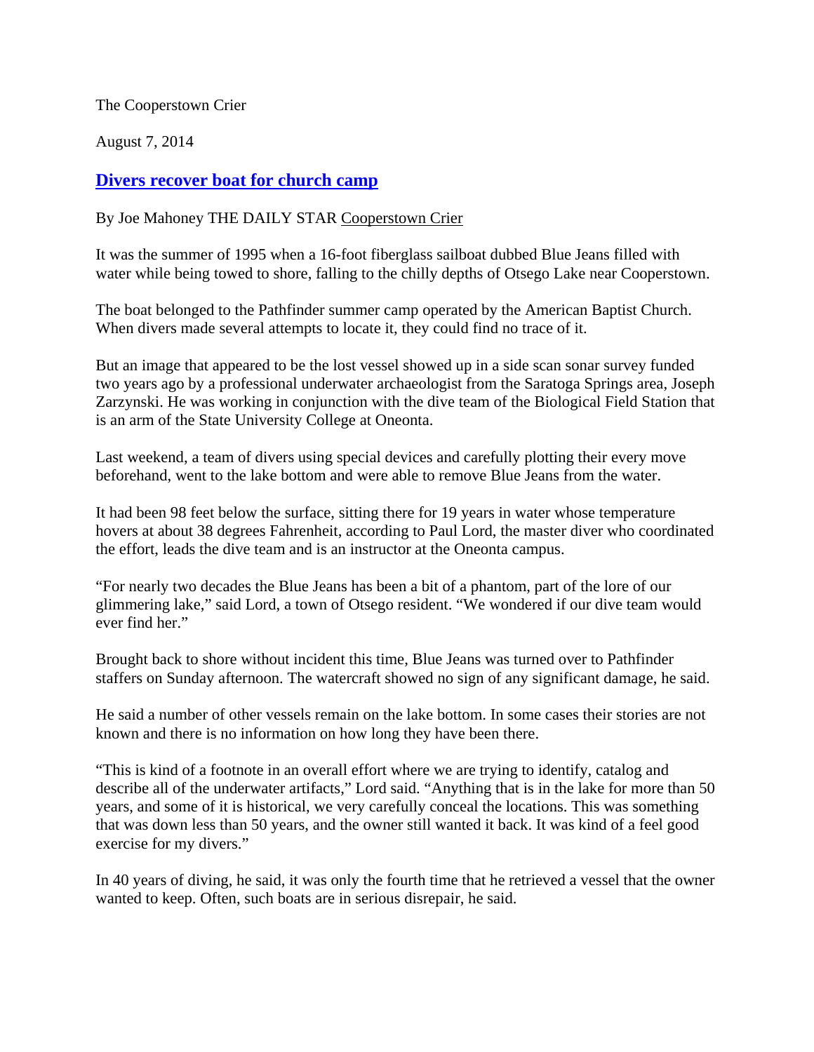The Cooperstown Crier

August 7, 2014

## Divers recover boat for church camp

By Joe Mahoney THE DAILY STAR Cooperstown Crier

It was the summer of 1995 when a 16-foot fiberglass sailboat dubbed Blue Jeans filled with water while being towed to shore, falling to the chilly depths of Otsego Lake near Cooperstown.

The boat belonged to the Pathfinder summer camp operated by the American Baptist Church. When divers made several attempts to locate it, they could find no trace of it.

But an image that appeared to be the lost vessel showed up in a side scan sonar survey funded two years ago by a professional underwater archaeologist from the Saratoga Springs area, Joseph Zarzynski. He was working in conjunction with the dive team of the Biological Field Station that is an arm of the State University College at Oneonta.

Last weekend, a team of divers using special devices and carefully plotting their every move beforehand, went to the lake bottom and were able to remove Blue Jeans from the water.

It had been 98 feet below the surface, sitting there for 19 years in water whose temperature hovers at about 38 degrees Fahrenheit, according to Paul Lord, the master diver who coordinated the effort, leads the dive team and is an instructor at the Oneonta campus.

"For nearly two decades the Blue Jeans has been a bit of a phantom, part of the lore of our glimmering lake," said Lord, a town of Otsego resident. "We wondered if our dive team would ever find her."

Brought back to shore without incident this time, Blue Jeans was turned over to Pathfinder staffers on Sunday afternoon. The watercraft showed no sign of any significant damage, he said.

He said a number of other vessels remain on the lake bottom. In some cases their stories are not known and there is no information on how long they have been there.

"This is kind of a footnote in an overall effort where we are trying to identify, catalog and describe all of the underwater artifacts," Lord said. "Anything that is in the lake for more than 50 years, and some of it is historical, we very carefully conceal the locations. This was something that was down less than 50 years, and the owner still wanted it back. It was kind of a feel good exercise for my divers."

In 40 years of diving, he said, it was only the fourth time that he retrieved a vessel that the owner wanted to keep. Often, such boats are in serious disrepair, he said.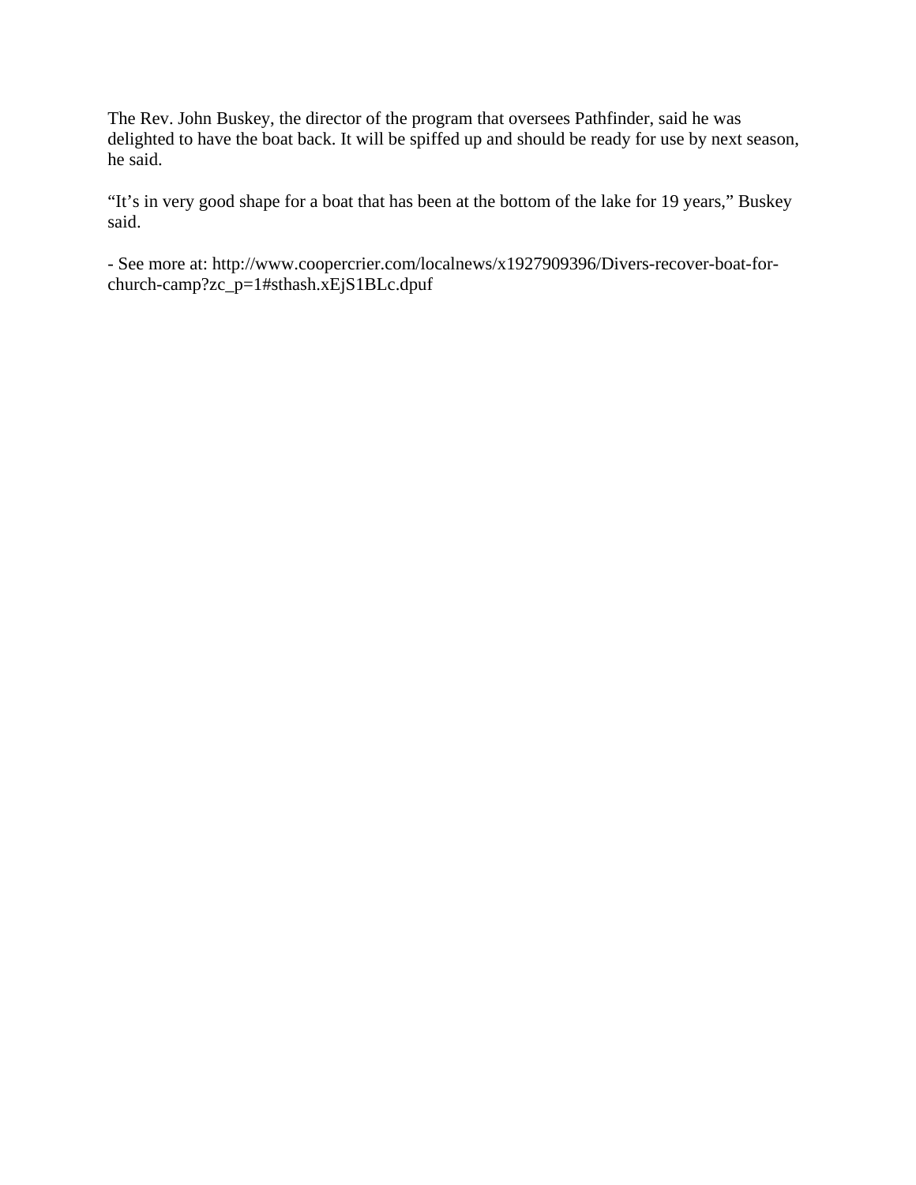The Rev. John Buskey, the director of the program that oversees Pathfinder, said he was delighted to have the boat back. It will be spiffed up and should be ready for use by next season, he said.

“It’s in very good shape for a boat that has been at the bottom of the lake for 19 years,” Buskey said.

- See more at: http://www.coopercrier.com/localnews/x1927909396/Divers-recover-boat-for-church-camp?zc_p=1#sthash.xEjS1BLc.dpuf